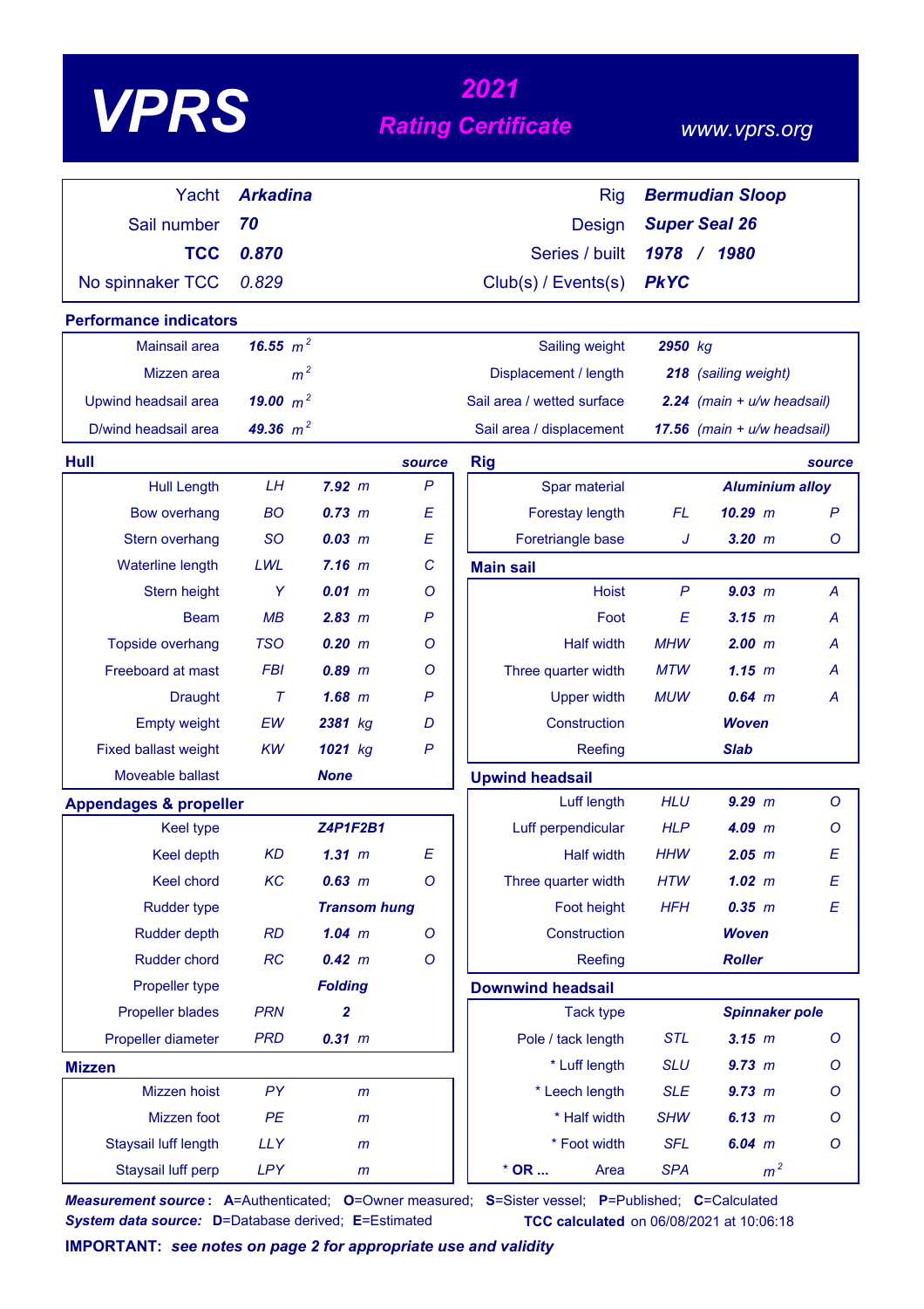# VPRS

## 2021 Rating Certificate

www.vprs.org

| | | | |
|---|---|---|---|
| Yacht | **Arkadina** | Rig | **Bermudian Sloop** |
| Sail number | **70** | Design | **Super Seal 26** |
| **TCC** | **0.870** | Series / built | **1978 / 1980** |
| No spinnaker TCC | 0.829 | Club(s) / Events(s) | **PkYC** |

### Performance indicators

| | | | |
|---|---|---|---|
| Mainsail area | **16.55** $m^2$ | Sailing weight | **2950** kg |
| Mizzen area | $m^2$ | Displacement / length | **218** (sailing weight) |
| Upwind headsail area | **19.00** $m^2$ | Sail area / wetted surface | **2.24** (main + u/w headsail) |
| D/wind headsail area | **49.36** $m^2$ | Sail area / displacement | **17.56** (main + u/w headsail) |

### Hull

| | | | source |
|---|---|---|---|
| Hull Length | LH | **7.92** m | P |
| Bow overhang | BO | **0.73** m | E |
| Stern overhang | SO | **0.03** m | E |
| Waterline length | LWL | **7.16** m | C |
| Stern height | Y | **0.01** m | O |
| Beam | MB | **2.83** m | P |
| Topside overhang | TSO | **0.20** m | O |
| Freeboard at mast | FBI | **0.89** m | O |
| Draught | T | **1.68** m | P |
| Empty weight | EW | **2381** kg | D |
| Fixed ballast weight | KW | **1021** kg | P |
| Moveable ballast | | **None** | |

### Appendages & propeller

| | | | |
|---|---|---|---|
| Keel type | | **Z4P1F2B1** | |
| Keel depth | KD | **1.31** m | E |
| Keel chord | KC | **0.63** m | O |
| Rudder type | | **Transom hung** | |
| Rudder depth | RD | **1.04** m | O |
| Rudder chord | RC | **0.42** m | O |
| Propeller type | | **Folding** | |
| Propeller blades | PRN | **2** | |
| Propeller diameter | PRD | **0.31** m | |

### Mizzen

| | | |
|---|---|---|
| Mizzen hoist | PY | m |
| Mizzen foot | PE | m |
| Staysail luff length | LLY | m |
| Staysail luff perp | LPY | m |

### Rig

| | | | source |
|---|---|---|---|
| Spar material | | **Aluminium alloy** | |
| Forestay length | FL | **10.29** m | P |
| Foretriangle base | J | **3.20** m | O |

### Main sail

| | | | |
|---|---|---|---|
| Hoist | P | **9.03** m | A |
| Foot | E | **3.15** m | A |
| Half width | MHW | **2.00** m | A |
| Three quarter width | MTW | **1.15** m | A |
| Upper width | MUW | **0.64** m | A |
| Construction | | **Woven** | |
| Reefing | | **Slab** | |

### Upwind headsail

| | | | |
|---|---|---|---|
| Luff length | HLU | **9.29** m | O |
| Luff perpendicular | HLP | **4.09** m | O |
| Half width | HHW | **2.05** m | E |
| Three quarter width | HTW | **1.02** m | E |
| Foot height | HFH | **0.35** m | E |
| Construction | | **Woven** | |
| Reefing | | **Roller** | |

### Downwind headsail

| | | | |
|---|---|---|---|
| Tack type | | **Spinnaker pole** | |
| Pole / tack length | STL | **3.15** m | O |
| * Luff length | SLU | **9.73** m | O |
| * Leech length | SLE | **9.73** m | O |
| * Half width | SHW | **6.13** m | O |
| * Foot width | SFL | **6.04** m | O |
| * **OR ...** Area | SPA | $m^2$ | |

***Measurement source*:** **A**=Authenticated; **O**=Owner measured; **S**=Sister vessel; **P**=Published; **C**=Calculated
***System data source:*** **D**=Database derived; **E**=Estimated

**TCC calculated** on 06/08/2021 at 10:06:18

**IMPORTANT:** ***see notes on page 2 for appropriate use and validity***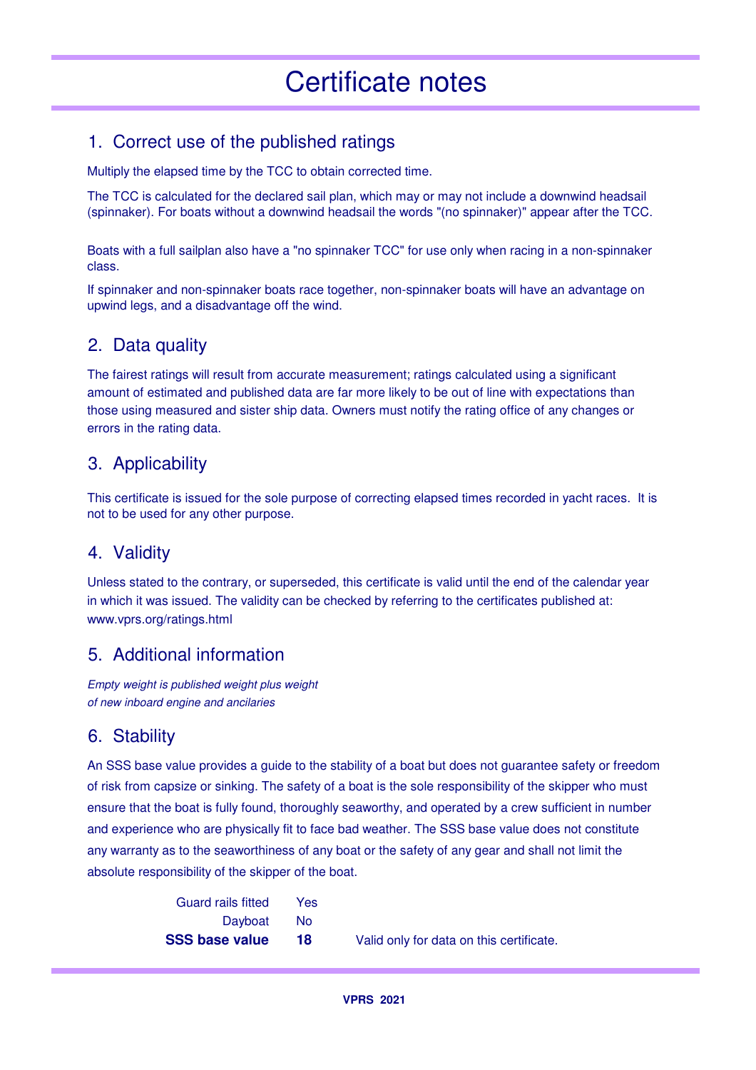# Certificate notes

## 1. Correct use of the published ratings

Multiply the elapsed time by the TCC to obtain corrected time.

The TCC is calculated for the declared sail plan, which may or may not include a downwind headsail (spinnaker). For boats without a downwind headsail the words "(no spinnaker)" appear after the TCC.

Boats with a full sailplan also have a "no spinnaker TCC" for use only when racing in a non-spinnaker class.

If spinnaker and non-spinnaker boats race together, non-spinnaker boats will have an advantage on upwind legs, and a disadvantage off the wind.

## 2. Data quality

The fairest ratings will result from accurate measurement; ratings calculated using a significant amount of estimated and published data are far more likely to be out of line with expectations than those using measured and sister ship data. Owners must notify the rating office of any changes or errors in the rating data.

## 3. Applicability

This certificate is issued for the sole purpose of correcting elapsed times recorded in yacht races. It is not to be used for any other purpose.

## 4. Validity

Unless stated to the contrary, or superseded, this certificate is valid until the end of the calendar year in which it was issued. The validity can be checked by referring to the certificates published at: www.vprs.org/ratings.html

## 5. Additional information

*Empty weight is published weight plus weight of new inboard engine and ancilaries*

## 6. Stability

An SSS base value provides a guide to the stability of a boat but does not guarantee safety or freedom of risk from capsize or sinking. The safety of a boat is the sole responsibility of the skipper who must ensure that the boat is fully found, thoroughly seaworthy, and operated by a crew sufficient in number and experience who are physically fit to face bad weather. The SSS base value does not constitute any warranty as to the seaworthiness of any boat or the safety of any gear and shall not limit the absolute responsibility of the skipper of the boat.

| | | |
|---|---|---|
| Guard rails fitted | Yes | |
| Dayboat | No | |
| **SSS base value** | **18** | Valid only for data on this certificate. |

**VPRS 2021**